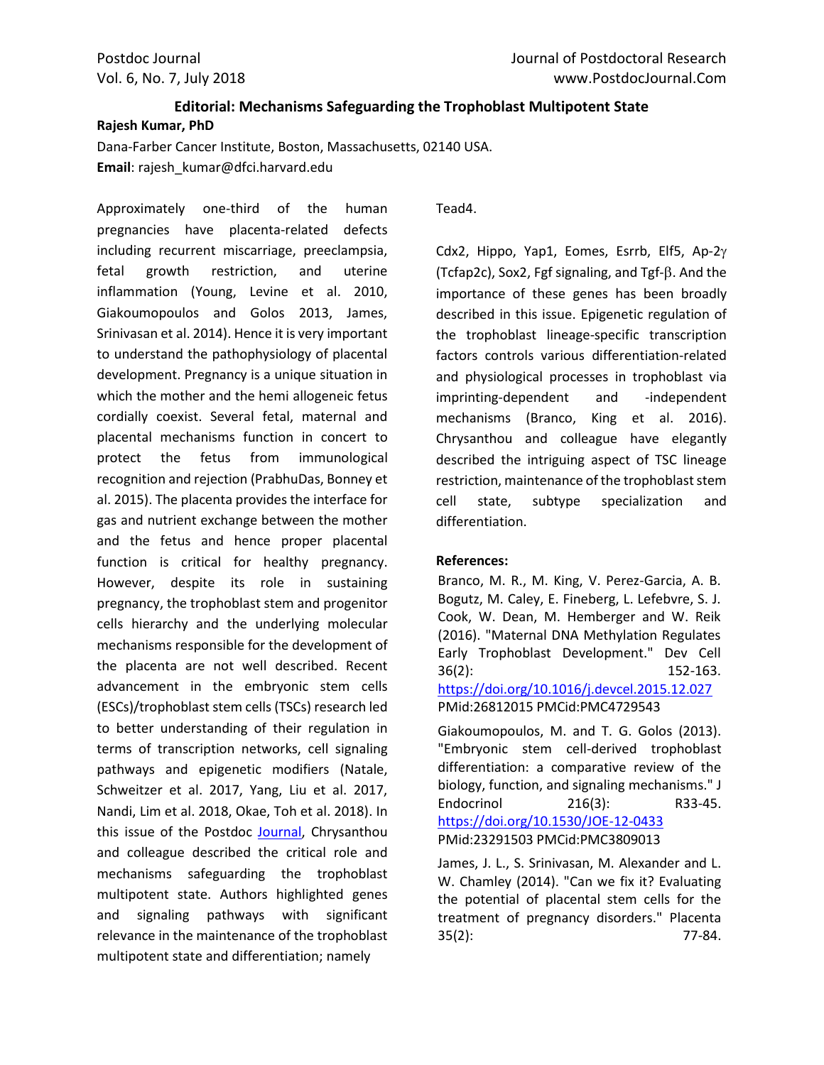# Editorial: Mechanisms Safeguarding the Trophoblast Multipotent State

**Rajesh Kumar, PhD**

Dana-Farber Cancer Institute, Boston, Massachusetts, 02140 USA.

**Email**: rajesh_kumar@dfci.harvard.edu

Approximately one-third of the human pregnancies have placenta-related defects including recurrent miscarriage, preeclampsia, fetal growth restriction, and uterine inflammation (Young, Levine et al. 2010, Giakoumopoulos and Golos 2013, James, Srinivasan et al. 2014). Hence it is very important to understand the pathophysiology of placental development. Pregnancy is a unique situation in which the mother and the hemi allogeneic fetus cordially coexist. Several fetal, maternal and placental mechanisms function in concert to protect the fetus from immunological recognition and rejection (PrabhuDas, Bonney et al. 2015). The placenta provides the interface for gas and nutrient exchange between the mother and the fetus and hence proper placental function is critical for healthy pregnancy. However, despite its role in sustaining pregnancy, the trophoblast stem and progenitor cells hierarchy and the underlying molecular mechanisms responsible for the development of the placenta are not well described. Recent advancement in the embryonic stem cells (ESCs)/trophoblast stem cells (TSCs) research led to better understanding of their regulation in terms of transcription networks, cell signaling pathways and epigenetic modifiers (Natale, Schweitzer et al. 2017, Yang, Liu et al. 2017, Nandi, Lim et al. 2018, Okae, Toh et al. 2018). In this issue of the Postdoc Journal, Chrysanthou and colleague described the critical role and mechanisms safeguarding the trophoblast multipotent state. Authors highlighted genes and signaling pathways with significant relevance in the maintenance of the trophoblast multipotent state and differentiation; namely Tead4.

Cdx2, Hippo, Yap1, Eomes, Esrrb, Elf5, Ap-2γ (Tcfap2c), Sox2, Fgf signaling, and Tgf-β. And the importance of these genes has been broadly described in this issue. Epigenetic regulation of the trophoblast lineage-specific transcription factors controls various differentiation-related and physiological processes in trophoblast via imprinting-dependent and -independent mechanisms (Branco, King et al. 2016). Chrysanthou and colleague have elegantly described the intriguing aspect of TSC lineage restriction, maintenance of the trophoblast stem cell state, subtype specialization and differentiation.

**References:**

Branco, M. R., M. King, V. Perez-Garcia, A. B. Bogutz, M. Caley, E. Fineberg, L. Lefebvre, S. J. Cook, W. Dean, M. Hemberger and W. Reik (2016). "Maternal DNA Methylation Regulates Early Trophoblast Development." Dev Cell 36(2): 152-163. https://doi.org/10.1016/j.devcel.2015.12.027 PMid:26812015 PMCid:PMC4729543

Giakoumopoulos, M. and T. G. Golos (2013). "Embryonic stem cell-derived trophoblast differentiation: a comparative review of the biology, function, and signaling mechanisms." J Endocrinol 216(3): R33-45. https://doi.org/10.1530/JOE-12-0433 PMid:23291503 PMCid:PMC3809013

James, J. L., S. Srinivasan, M. Alexander and L. W. Chamley (2014). "Can we fix it? Evaluating the potential of placental stem cells for the treatment of pregnancy disorders." Placenta 35(2): 77-84.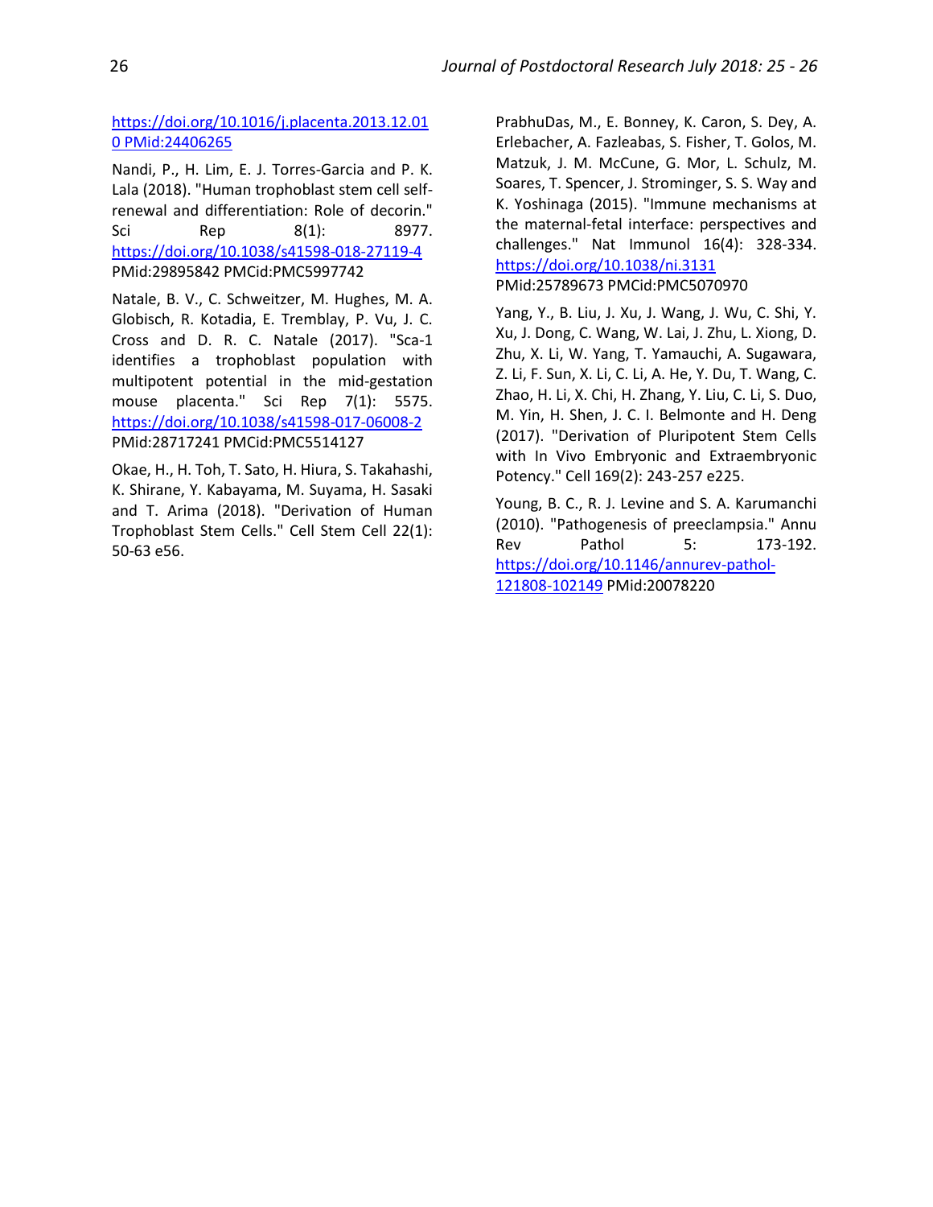https://doi.org/10.1016/j.placenta.2013.12.010 PMid:24406265

Nandi, P., H. Lim, E. J. Torres-Garcia and P. K. Lala (2018). "Human trophoblast stem cell self-renewal and differentiation: Role of decorin." Sci Rep 8(1): 8977. https://doi.org/10.1038/s41598-018-27119-4 PMid:29895842 PMCid:PMC5997742

Natale, B. V., C. Schweitzer, M. Hughes, M. A. Globisch, R. Kotadia, E. Tremblay, P. Vu, J. C. Cross and D. R. C. Natale (2017). "Sca-1 identifies a trophoblast population with multipotent potential in the mid-gestation mouse placenta." Sci Rep 7(1): 5575. https://doi.org/10.1038/s41598-017-06008-2 PMid:28717241 PMCid:PMC5514127

Okae, H., H. Toh, T. Sato, H. Hiura, S. Takahashi, K. Shirane, Y. Kabayama, M. Suyama, H. Sasaki and T. Arima (2018). "Derivation of Human Trophoblast Stem Cells." Cell Stem Cell 22(1): 50-63 e56.

PrabhuDas, M., E. Bonney, K. Caron, S. Dey, A. Erlebacher, A. Fazleabas, S. Fisher, T. Golos, M. Matzuk, J. M. McCune, G. Mor, L. Schulz, M. Soares, T. Spencer, J. Strominger, S. S. Way and K. Yoshinaga (2015). "Immune mechanisms at the maternal-fetal interface: perspectives and challenges." Nat Immunol 16(4): 328-334. https://doi.org/10.1038/ni.3131 PMid:25789673 PMCid:PMC5070970

Yang, Y., B. Liu, J. Xu, J. Wang, J. Wu, C. Shi, Y. Xu, J. Dong, C. Wang, W. Lai, J. Zhu, L. Xiong, D. Zhu, X. Li, W. Yang, T. Yamauchi, A. Sugawara, Z. Li, F. Sun, X. Li, C. Li, A. He, Y. Du, T. Wang, C. Zhao, H. Li, X. Chi, H. Zhang, Y. Liu, C. Li, S. Duo, M. Yin, H. Shen, J. C. I. Belmonte and H. Deng (2017). "Derivation of Pluripotent Stem Cells with In Vivo Embryonic and Extraembryonic Potency." Cell 169(2): 243-257 e225.

Young, B. C., R. J. Levine and S. A. Karumanchi (2010). "Pathogenesis of preeclampsia." Annu Rev Pathol 5: 173-192. https://doi.org/10.1146/annurev-pathol-121808-102149 PMid:20078220